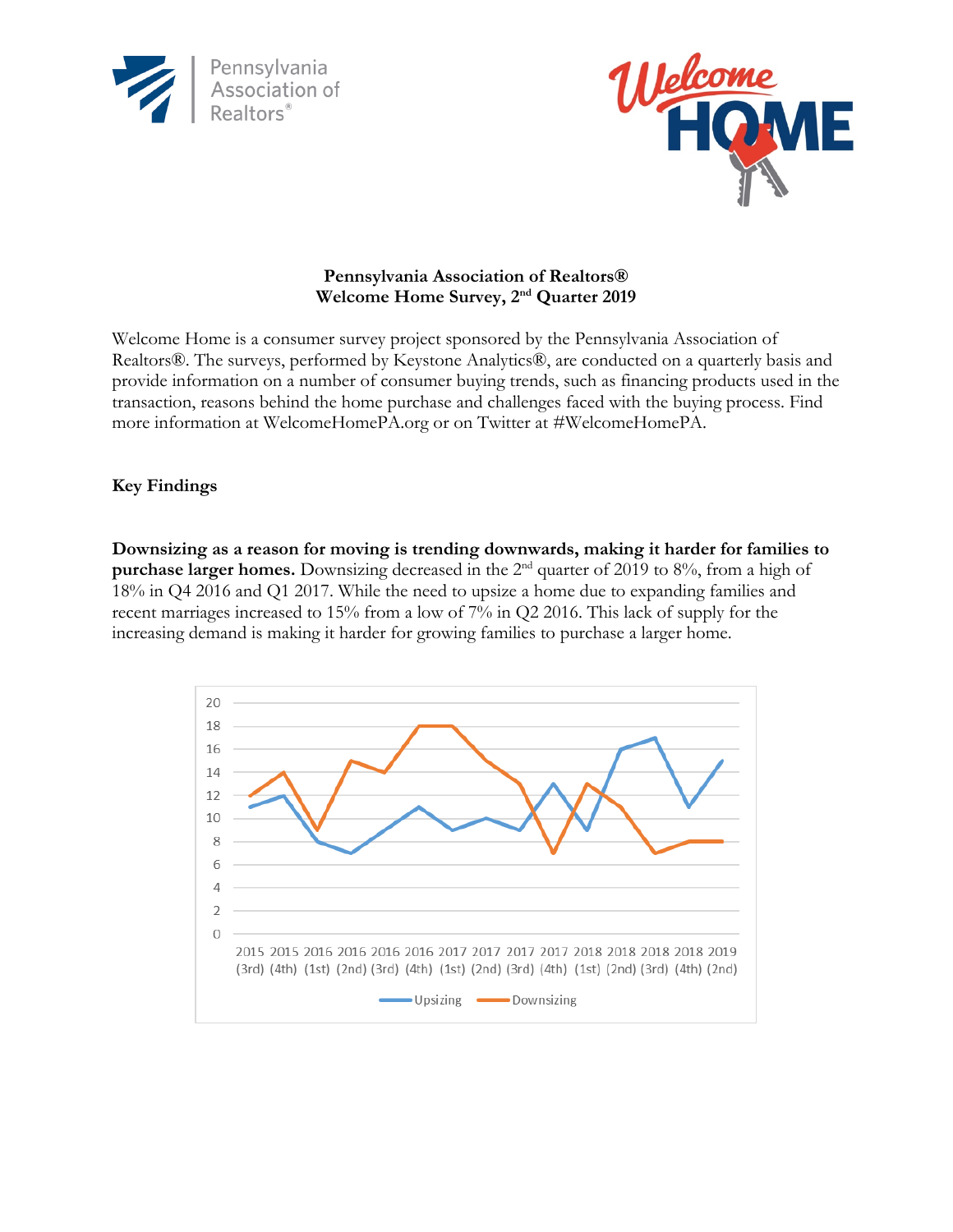**Pennsylvania Association of Realtors®**
**Welcome Home Survey, 2nd Quarter 2019**

Welcome Home is a consumer survey project sponsored by the Pennsylvania Association of Realtors®. The surveys, performed by Keystone Analytics®, are conducted on a quarterly basis and provide information on a number of consumer buying trends, such as financing products used in the transaction, reasons behind the home purchase and challenges faced with the buying process. Find more information at WelcomeHomePA.org or on Twitter at #WelcomeHomePA.

## Key Findings

**Downsizing as a reason for moving is trending downwards, making it harder for families to purchase larger homes.** Downsizing decreased in the 2nd quarter of 2019 to 8%, from a high of 18% in Q4 2016 and Q1 2017. While the need to upsize a home due to expanding families and recent marriages increased to 15% from a low of 7% in Q2 2016. This lack of supply for the increasing demand is making it harder for growing families to purchase a larger home.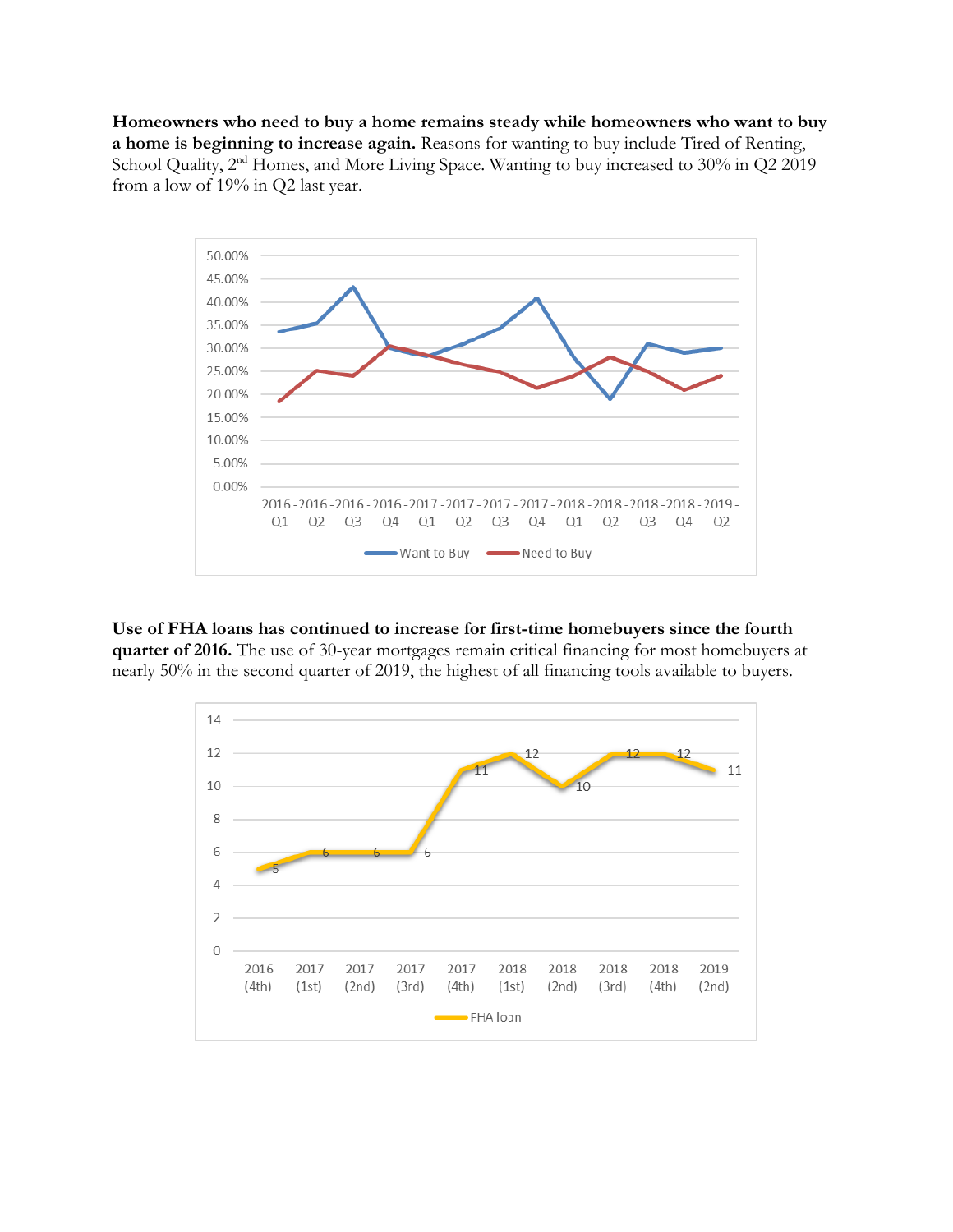**Homeowners who need to buy a home remains steady while homeowners who want to buy a home is beginning to increase again.** Reasons for wanting to buy include Tired of Renting, School Quality, 2nd Homes, and More Living Space. Wanting to buy increased to 30% in Q2 2019 from a low of 19% in Q2 last year.

**Use of FHA loans has continued to increase for first-time homebuyers since the fourth quarter of 2016.** The use of 30-year mortgages remain critical financing for most homebuyers at nearly 50% in the second quarter of 2019, the highest of all financing tools available to buyers.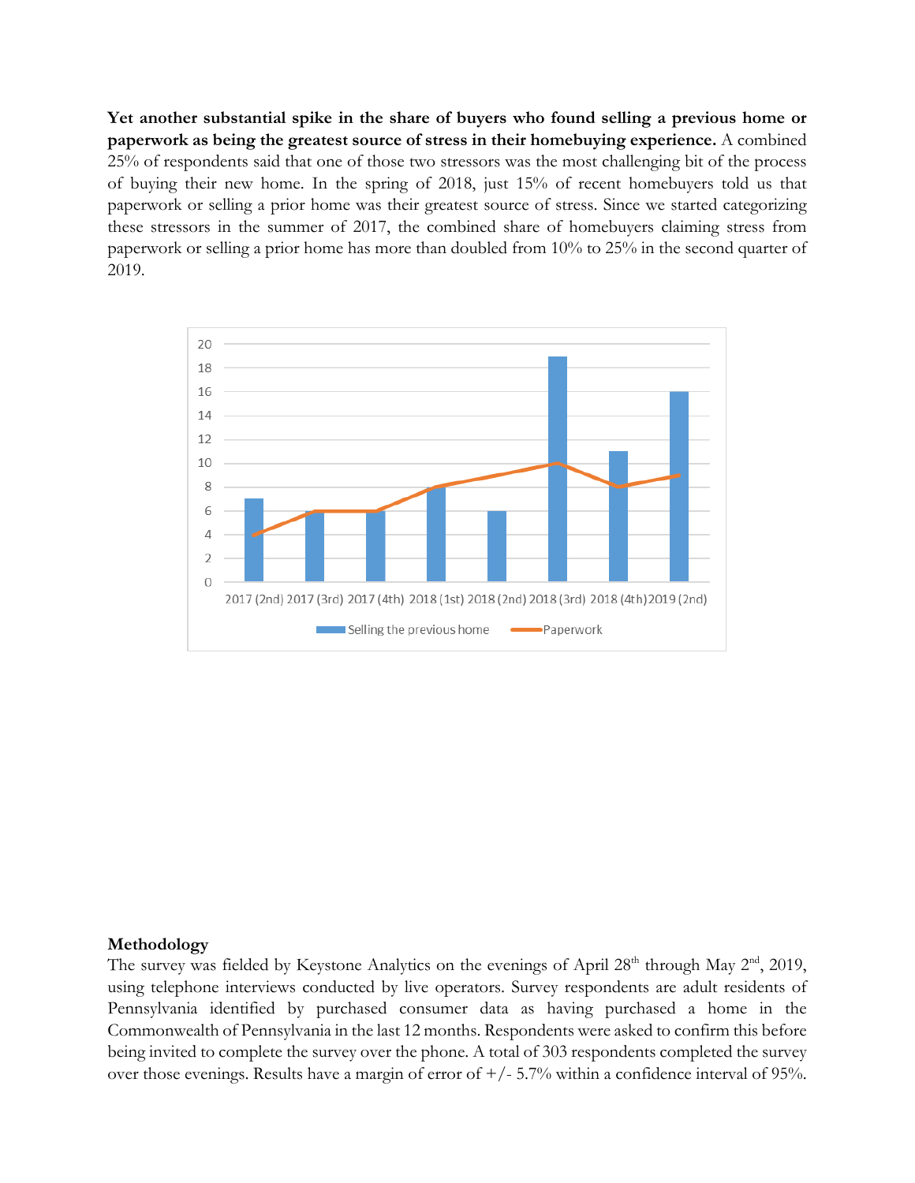**Yet another substantial spike in the share of buyers who found selling a previous home or paperwork as being the greatest source of stress in their homebuying experience.** A combined 25% of respondents said that one of those two stressors was the most challenging bit of the process of buying their new home. In the spring of 2018, just 15% of recent homebuyers told us that paperwork or selling a prior home was their greatest source of stress. Since we started categorizing these stressors in the summer of 2017, the combined share of homebuyers claiming stress from paperwork or selling a prior home has more than doubled from 10% to 25% in the second quarter of 2019.

20
18
16
14
12
10
8
6
4
2
0

2017 (2nd) 2017 (3rd) 2017 (4th) 2018 (1st) 2018 (2nd) 2018 (3rd) 2018 (4th) 2019 (2nd)

Selling the previous home
Paperwork

**Methodology**

The survey was fielded by Keystone Analytics on the evenings of April 28th through May 2nd, 2019, using telephone interviews conducted by live operators. Survey respondents are adult residents of Pennsylvania identified by purchased consumer data as having purchased a home in the Commonwealth of Pennsylvania in the last 12 months. Respondents were asked to confirm this before being invited to complete the survey over the phone. A total of 303 respondents completed the survey over those evenings. Results have a margin of error of +/- 5.7% within a confidence interval of 95%.